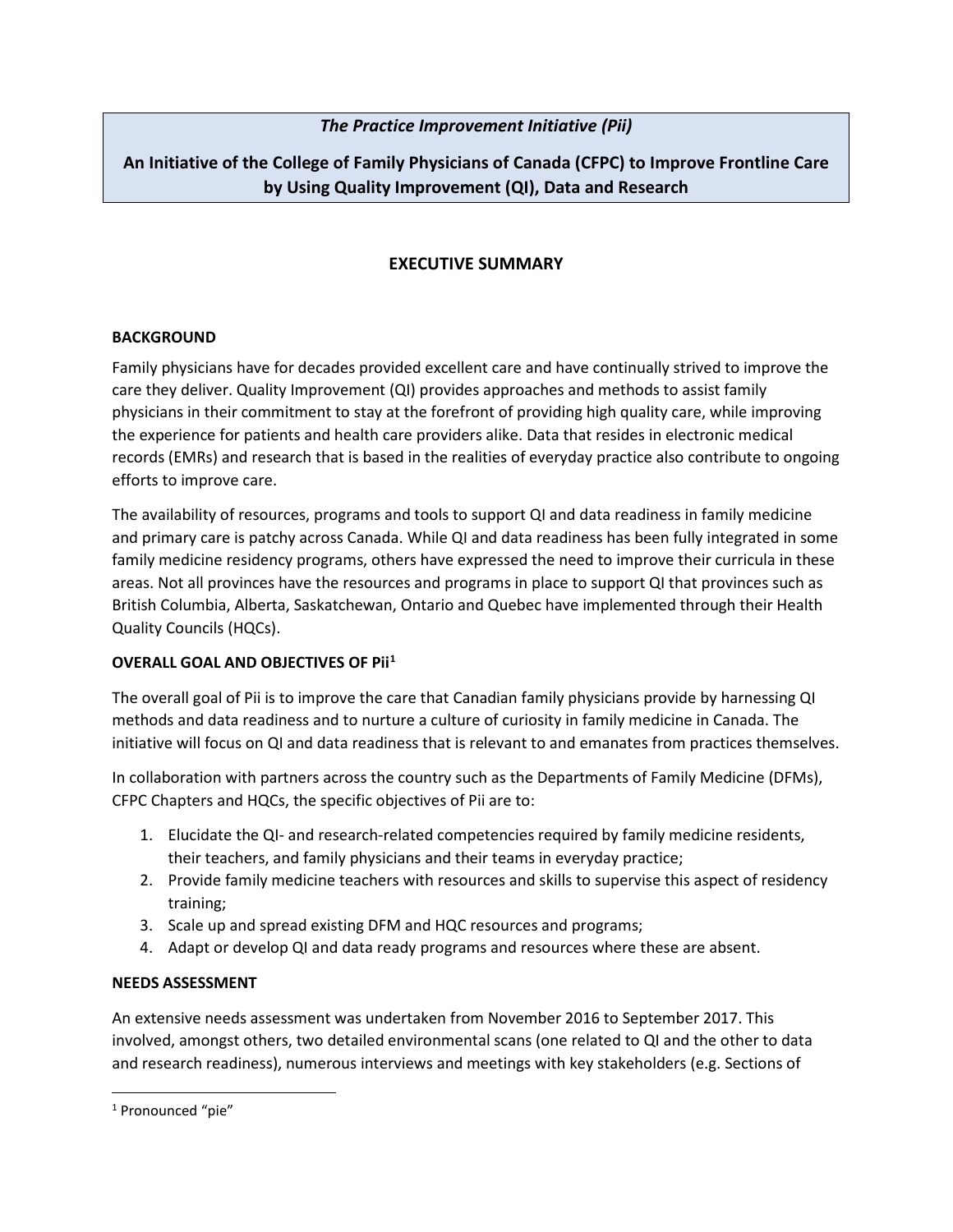*The Practice Improvement Initiative (Pii)*

**An Initiative of the College of Family Physicians of Canada (CFPC) to Improve Frontline Care by Using Quality Improvement (QI), Data and Research**

## EXECUTIVE SUMMARY

### BACKGROUND

Family physicians have for decades provided excellent care and have continually strived to improve the care they deliver. Quality Improvement (QI) provides approaches and methods to assist family physicians in their commitment to stay at the forefront of providing high quality care, while improving the experience for patients and health care providers alike. Data that resides in electronic medical records (EMRs) and research that is based in the realities of everyday practice also contribute to ongoing efforts to improve care.

The availability of resources, programs and tools to support QI and data readiness in family medicine and primary care is patchy across Canada. While QI and data readiness has been fully integrated in some family medicine residency programs, others have expressed the need to improve their curricula in these areas. Not all provinces have the resources and programs in place to support QI that provinces such as British Columbia, Alberta, Saskatchewan, Ontario and Quebec have implemented through their Health Quality Councils (HQCs).

### OVERALL GOAL AND OBJECTIVES OF Pii[1]

The overall goal of Pii is to improve the care that Canadian family physicians provide by harnessing QI methods and data readiness and to nurture a culture of curiosity in family medicine in Canada. The initiative will focus on QI and data readiness that is relevant to and emanates from practices themselves.

In collaboration with partners across the country such as the Departments of Family Medicine (DFMs), CFPC Chapters and HQCs, the specific objectives of Pii are to:

1. Elucidate the QI- and research-related competencies required by family medicine residents, their teachers, and family physicians and their teams in everyday practice;
2. Provide family medicine teachers with resources and skills to supervise this aspect of residency training;
3. Scale up and spread existing DFM and HQC resources and programs;
4. Adapt or develop QI and data ready programs and resources where these are absent.

### NEEDS ASSESSMENT

An extensive needs assessment was undertaken from November 2016 to September 2017. This involved, amongst others, two detailed environmental scans (one related to QI and the other to data and research readiness), numerous interviews and meetings with key stakeholders (e.g. Sections of

---

[1] Pronounced "pie"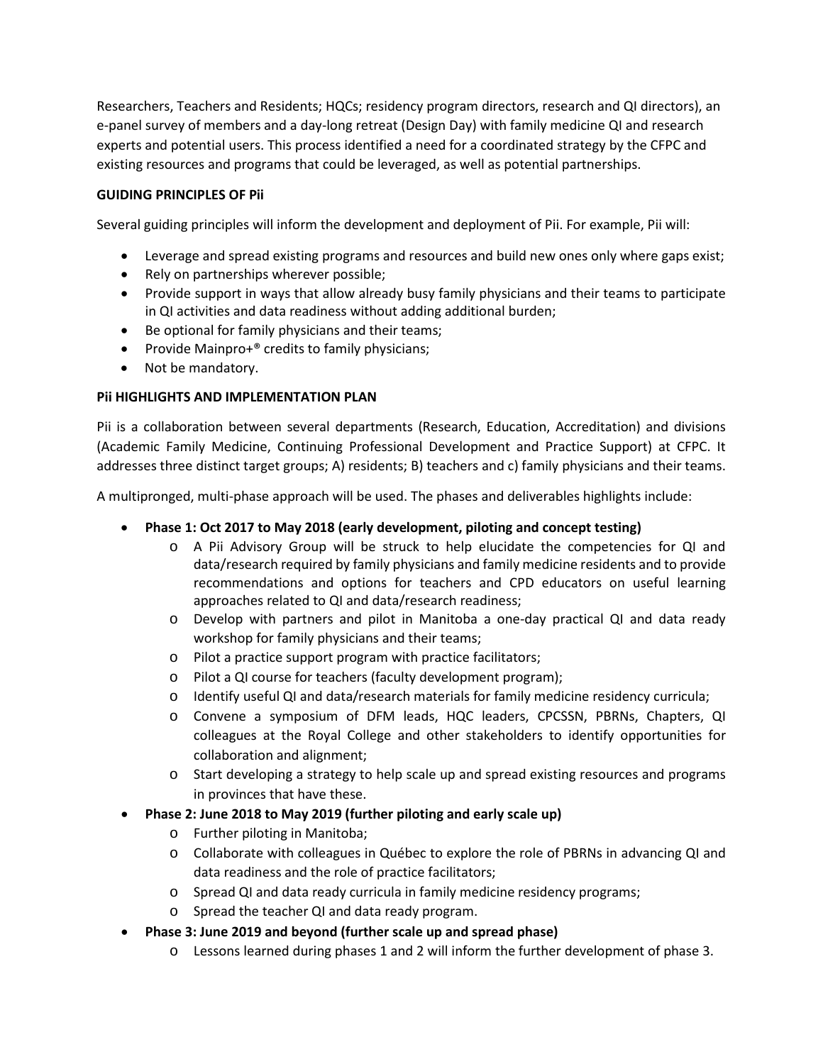Researchers, Teachers and Residents; HQCs; residency program directors, research and QI directors), an e-panel survey of members and a day-long retreat (Design Day) with family medicine QI and research experts and potential users. This process identified a need for a coordinated strategy by the CFPC and existing resources and programs that could be leveraged, as well as potential partnerships.

**GUIDING PRINCIPLES OF Pii**

Several guiding principles will inform the development and deployment of Pii. For example, Pii will:

- Leverage and spread existing programs and resources and build new ones only where gaps exist;
- Rely on partnerships wherever possible;
- Provide support in ways that allow already busy family physicians and their teams to participate in QI activities and data readiness without adding additional burden;
- Be optional for family physicians and their teams;
- Provide Mainpro+® credits to family physicians;
- Not be mandatory.

**Pii HIGHLIGHTS AND IMPLEMENTATION PLAN**

Pii is a collaboration between several departments (Research, Education, Accreditation) and divisions (Academic Family Medicine, Continuing Professional Development and Practice Support) at CFPC. It addresses three distinct target groups; A) residents; B) teachers and c) family physicians and their teams.

A multipronged, multi-phase approach will be used. The phases and deliverables highlights include:

- **Phase 1: Oct 2017 to May 2018 (early development, piloting and concept testing)**
  - A Pii Advisory Group will be struck to help elucidate the competencies for QI and data/research required by family physicians and family medicine residents and to provide recommendations and options for teachers and CPD educators on useful learning approaches related to QI and data/research readiness;
  - Develop with partners and pilot in Manitoba a one-day practical QI and data ready workshop for family physicians and their teams;
  - Pilot a practice support program with practice facilitators;
  - Pilot a QI course for teachers (faculty development program);
  - Identify useful QI and data/research materials for family medicine residency curricula;
  - Convene a symposium of DFM leads, HQC leaders, CPCSSN, PBRNs, Chapters, QI colleagues at the Royal College and other stakeholders to identify opportunities for collaboration and alignment;
  - Start developing a strategy to help scale up and spread existing resources and programs in provinces that have these.
- **Phase 2: June 2018 to May 2019 (further piloting and early scale up)**
  - Further piloting in Manitoba;
  - Collaborate with colleagues in Québec to explore the role of PBRNs in advancing QI and data readiness and the role of practice facilitators;
  - Spread QI and data ready curricula in family medicine residency programs;
  - Spread the teacher QI and data ready program.
- **Phase 3: June 2019 and beyond (further scale up and spread phase)**
  - Lessons learned during phases 1 and 2 will inform the further development of phase 3.